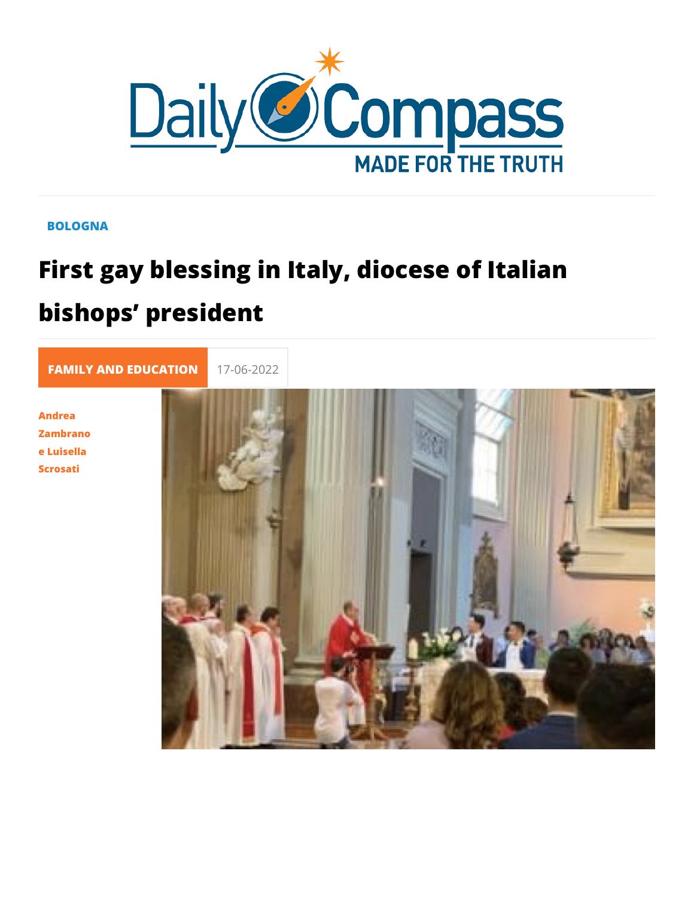BOLOGNA

# First gay blessing in Italy, diocese of Italian bishops' president

FAMILY AND EDUCATION 17-06-2022

Andrea Zambrano e Luisella Scrosati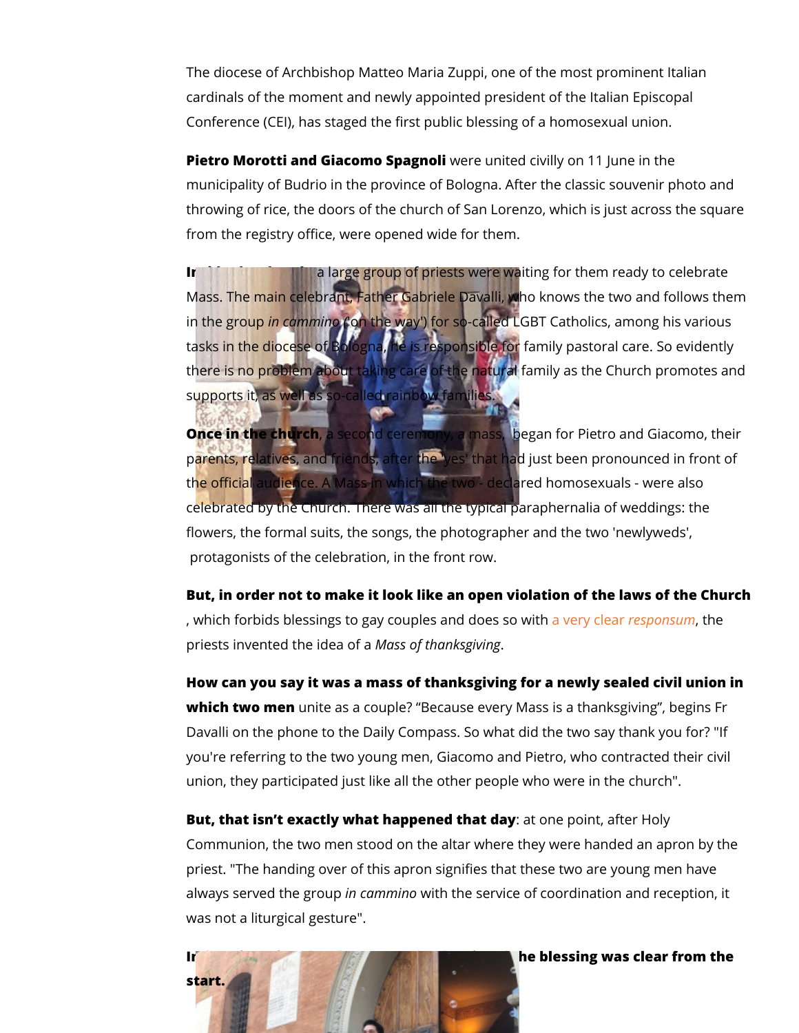The diocese of Archbishop Matteo Maria Zuppi, one of the most prominent Italian cardinals of the moment and newly appointed president of the Italian Episcopal Conference (CEI), has staged the first public blessing of a homosexual union.

**Pietro Morotti and Giacomo Spagnoli** were united civilly on 11 June in the municipality of Budrio in the province of Bologna. After the classic souvenir photo and throwing of rice, the doors of the church of San Lorenzo, which is just across the square from the registry office, were opened wide for them.

**In** a large group of priests were waiting for them ready to celebrate Mass. The main celebrant, Father Gabriele Davalli, who knows the two and follows them in the group *in cammino* ('on the way') for so-called LGBT Catholics, among his various tasks in the diocese of Bologna, he is responsible for family pastoral care. So evidently there is no problem about taking care of the natural family as the Church promotes and supports it, as well as so-called rainbow families.

**Once in the church**, a second ceremony, a mass, began for Pietro and Giacomo, their parents, relatives, and friends, after the 'yes' that had just been pronounced in front of the official audience. A Mass in which the two - declared homosexuals - were also celebrated by the Church. There was all the typical paraphernalia of weddings: the flowers, the formal suits, the songs, the photographer and the two 'newlyweds', protagonists of the celebration, in the front row.

**But, in order not to make it look like an open violation of the laws of the Church**, which forbids blessings to gay couples and does so with a very clear *responsum*, the priests invented the idea of a *Mass of thanksgiving*.

**How can you say it was a mass of thanksgiving for a newly sealed civil union in which two men** unite as a couple? “Because every Mass is a thanksgiving”, begins Fr Davalli on the phone to the Daily Compass. So what did the two say thank you for? "If you're referring to the two young men, Giacomo and Pietro, who contracted their civil union, they participated just like all the other people who were in the church".

**But, that isn’t exactly what happened that day**: at one point, after Holy Communion, the two men stood on the altar where they were handed an apron by the priest. "The handing over of this apron signifies that these two are young men have always served the group *in cammino* with the service of coordination and reception, it was not a liturgical gesture".

**In** **he blessing was clear from the start.**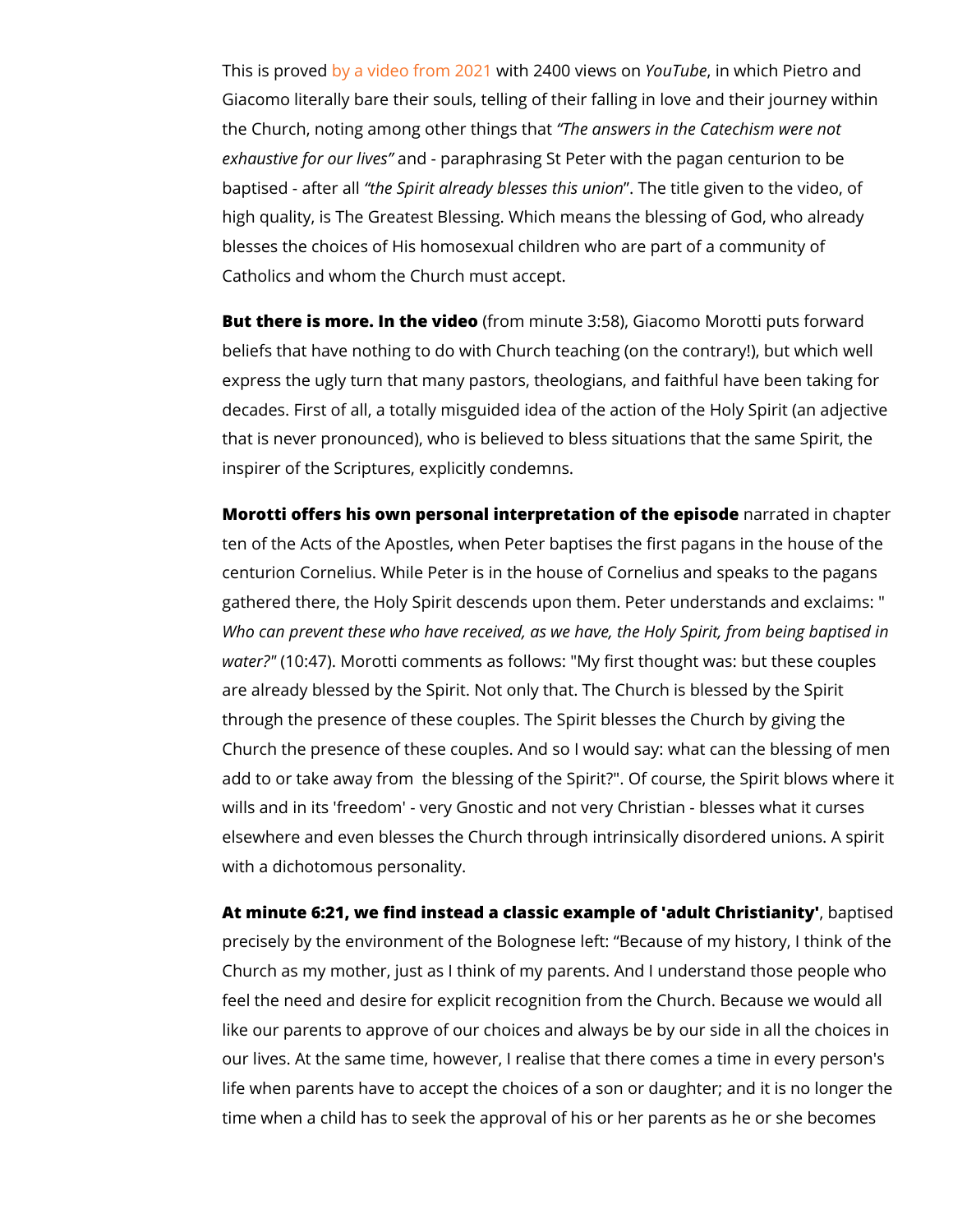This is proved by a video from 2021 with 2400 views on *YouTube*, in which Pietro and Giacomo literally bare their souls, telling of their falling in love and their journey within the Church, noting among other things that *"The answers in the Catechism were not exhaustive for our lives"* and - paraphrasing St Peter with the pagan centurion to be baptised - after all *"the Spirit already blesses this union"*. The title given to the video, of high quality, is The Greatest Blessing. Which means the blessing of God, who already blesses the choices of His homosexual children who are part of a community of Catholics and whom the Church must accept.

**But there is more. In the video** (from minute 3:58), Giacomo Morotti puts forward beliefs that have nothing to do with Church teaching (on the contrary!), but which well express the ugly turn that many pastors, theologians, and faithful have been taking for decades. First of all, a totally misguided idea of the action of the Holy Spirit (an adjective that is never pronounced), who is believed to bless situations that the same Spirit, the inspirer of the Scriptures, explicitly condemns.

**Morotti offers his own personal interpretation of the episode** narrated in chapter ten of the Acts of the Apostles, when Peter baptises the first pagans in the house of the centurion Cornelius. While Peter is in the house of Cornelius and speaks to the pagans gathered there, the Holy Spirit descends upon them. Peter understands and exclaims: "*Who can prevent these who have received, as we have, the Holy Spirit, from being baptised in water?*" (10:47). Morotti comments as follows: "My first thought was: but these couples are already blessed by the Spirit. Not only that. The Church is blessed by the Spirit through the presence of these couples. The Spirit blesses the Church by giving the Church the presence of these couples. And so I would say: what can the blessing of men add to or take away from the blessing of the Spirit?". Of course, the Spirit blows where it wills and in its 'freedom' - very Gnostic and not very Christian - blesses what it curses elsewhere and even blesses the Church through intrinsically disordered unions. A spirit with a dichotomous personality.

**At minute 6:21, we find instead a classic example of 'adult Christianity'**, baptised precisely by the environment of the Bolognese left: "Because of my history, I think of the Church as my mother, just as I think of my parents. And I understand those people who feel the need and desire for explicit recognition from the Church. Because we would all like our parents to approve of our choices and always be by our side in all the choices in our lives. At the same time, however, I realise that there comes a time in every person's life when parents have to accept the choices of a son or daughter; and it is no longer the time when a child has to seek the approval of his or her parents as he or she becomes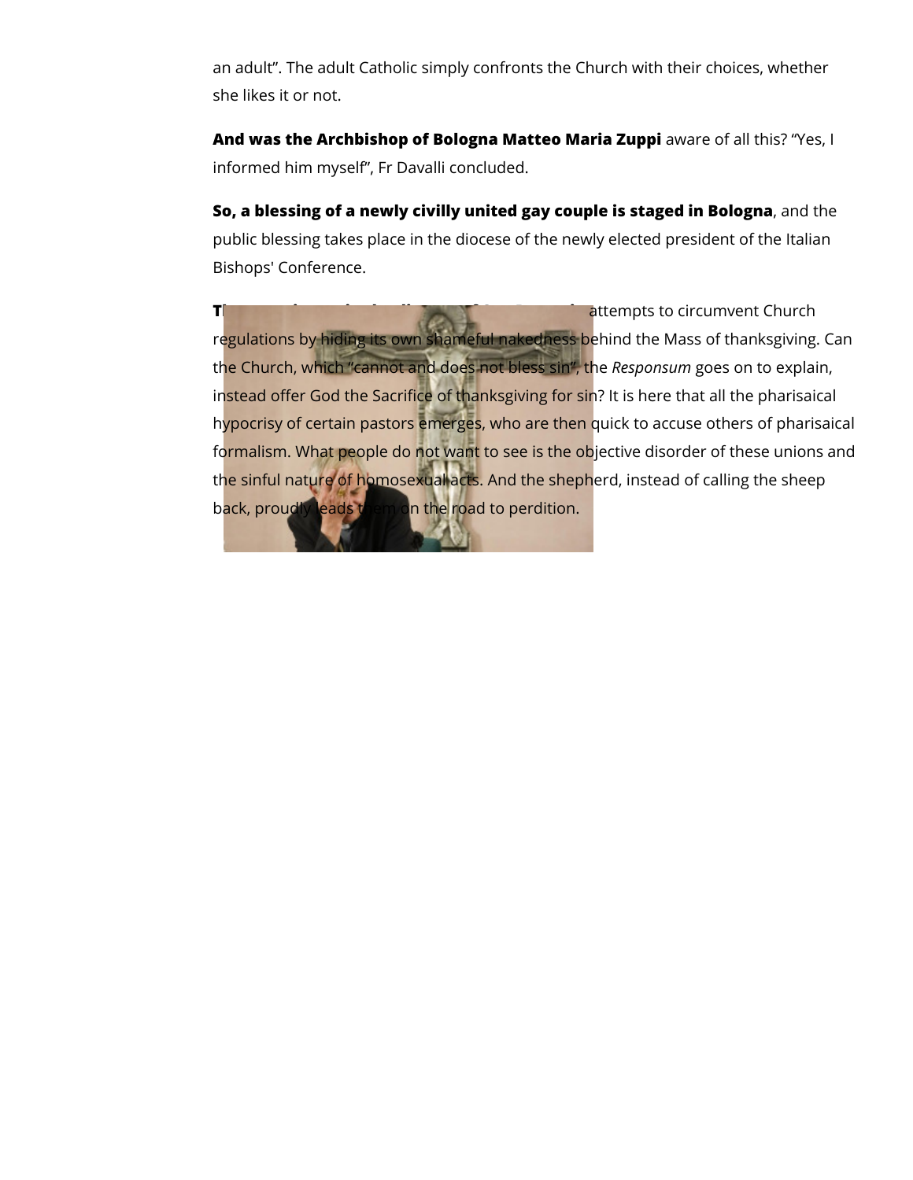an adult". The adult Catholic simply confronts the Church with their choices, whether she likes it or not.

**And was the Archbishop of Bologna Matteo Maria Zuppi** aware of all this? "Yes, I informed him myself", Fr Davalli concluded.

**So, a blessing of a newly civilly united gay couple is staged in Bologna**, and the public blessing takes place in the diocese of the newly elected president of the Italian Bishops' Conference.

**T** attempts to circumvent Church regulations by hiding its own shameful nakedness behind the Mass of thanksgiving. Can the Church, which "cannot and does not bless sin", the *Responsum* goes on to explain, instead offer God the Sacrifice of thanksgiving for sin? It is here that all the pharisaical hypocrisy of certain pastors emerges, who are then quick to accuse others of pharisaical formalism. What people do not want to see is the objective disorder of these unions and the sinful nature of homosexual acts. And the shepherd, instead of calling the sheep back, proudly leads them on the road to perdition.